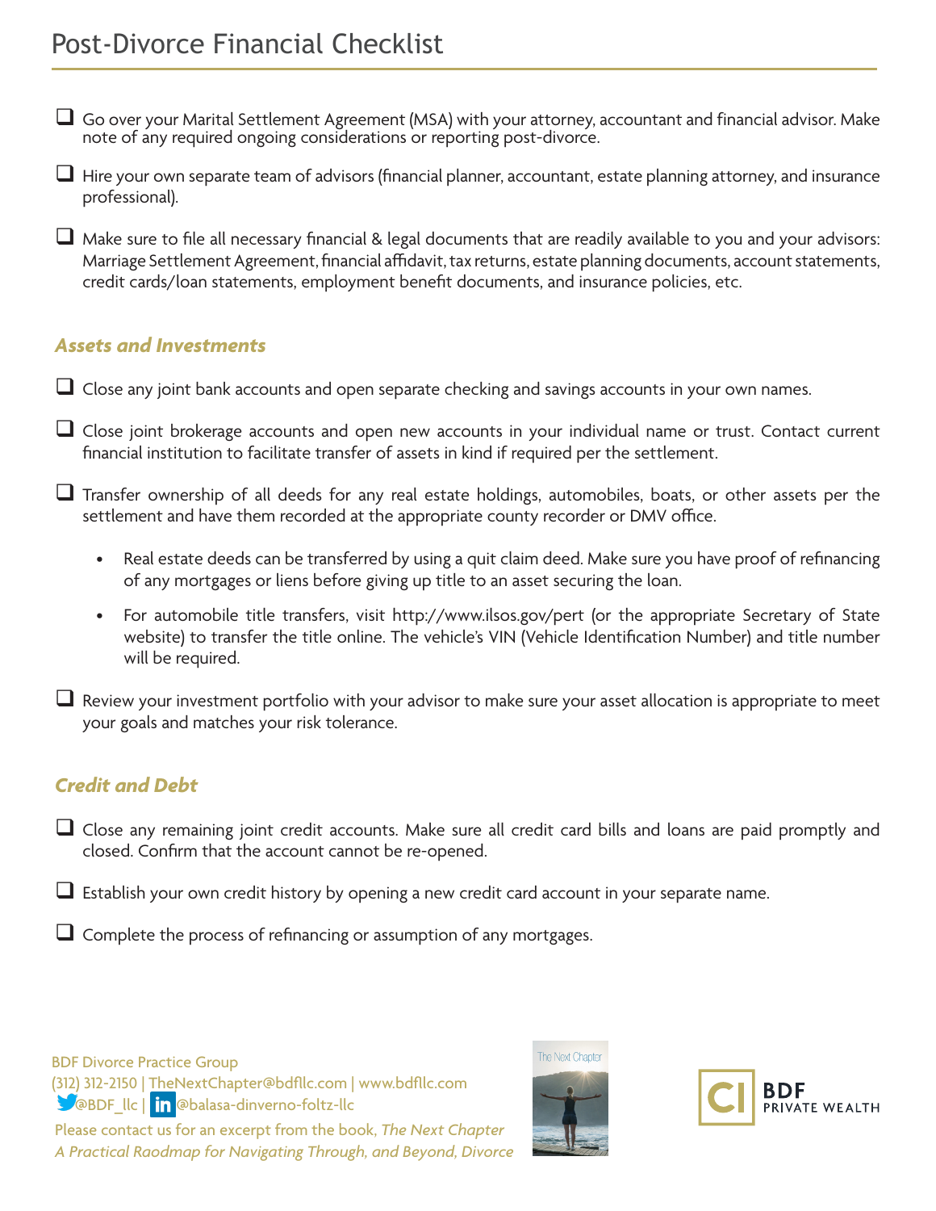# Post-Divorce Financial Checklist

- [ ] Go over your Marital Settlement Agreement (MSA) with your attorney, accountant and financial advisor. Make note of any required ongoing considerations or reporting post-divorce.
- [ ] Hire your own separate team of advisors (financial planner, accountant, estate planning attorney, and insurance professional).
- [ ] Make sure to file all necessary financial & legal documents that are readily available to you and your advisors: Marriage Settlement Agreement, financial affidavit, tax returns, estate planning documents, account statements, credit cards/loan statements, employment benefit documents, and insurance policies, etc.

## *Assets and Investments*

- [ ] Close any joint bank accounts and open separate checking and savings accounts in your own names.
- [ ] Close joint brokerage accounts and open new accounts in your individual name or trust. Contact current financial institution to facilitate transfer of assets in kind if required per the settlement.
- [ ] Transfer ownership of all deeds for any real estate holdings, automobiles, boats, or other assets per the settlement and have them recorded at the appropriate county recorder or DMV office.
    - Real estate deeds can be transferred by using a quit claim deed. Make sure you have proof of refinancing of any mortgages or liens before giving up title to an asset securing the loan.
    - For automobile title transfers, visit http://www.ilsos.gov/pert (or the appropriate Secretary of State website) to transfer the title online. The vehicle's VIN (Vehicle Identification Number) and title number will be required.
- [ ] Review your investment portfolio with your advisor to make sure your asset allocation is appropriate to meet your goals and matches your risk tolerance.

## *Credit and Debt*

- [ ] Close any remaining joint credit accounts. Make sure all credit card bills and loans are paid promptly and closed. Confirm that the account cannot be re-opened.
- [ ] Establish your own credit history by opening a new credit card account in your separate name.
- [ ] Complete the process of refinancing or assumption of any mortgages.

BDF Divorce Practice Group
(312) 312-2150 | TheNextChapter@bdfllc.com | www.bdfllc.com
@BDF_llc | @balasa-dinverno-foltz-llc

*Please contact us for an excerpt from the book, The Next Chapter A Practical Raodmap for Navigating Through, and Beyond, Divorce*

The Next Chapter

BDF PRIVATE WEALTH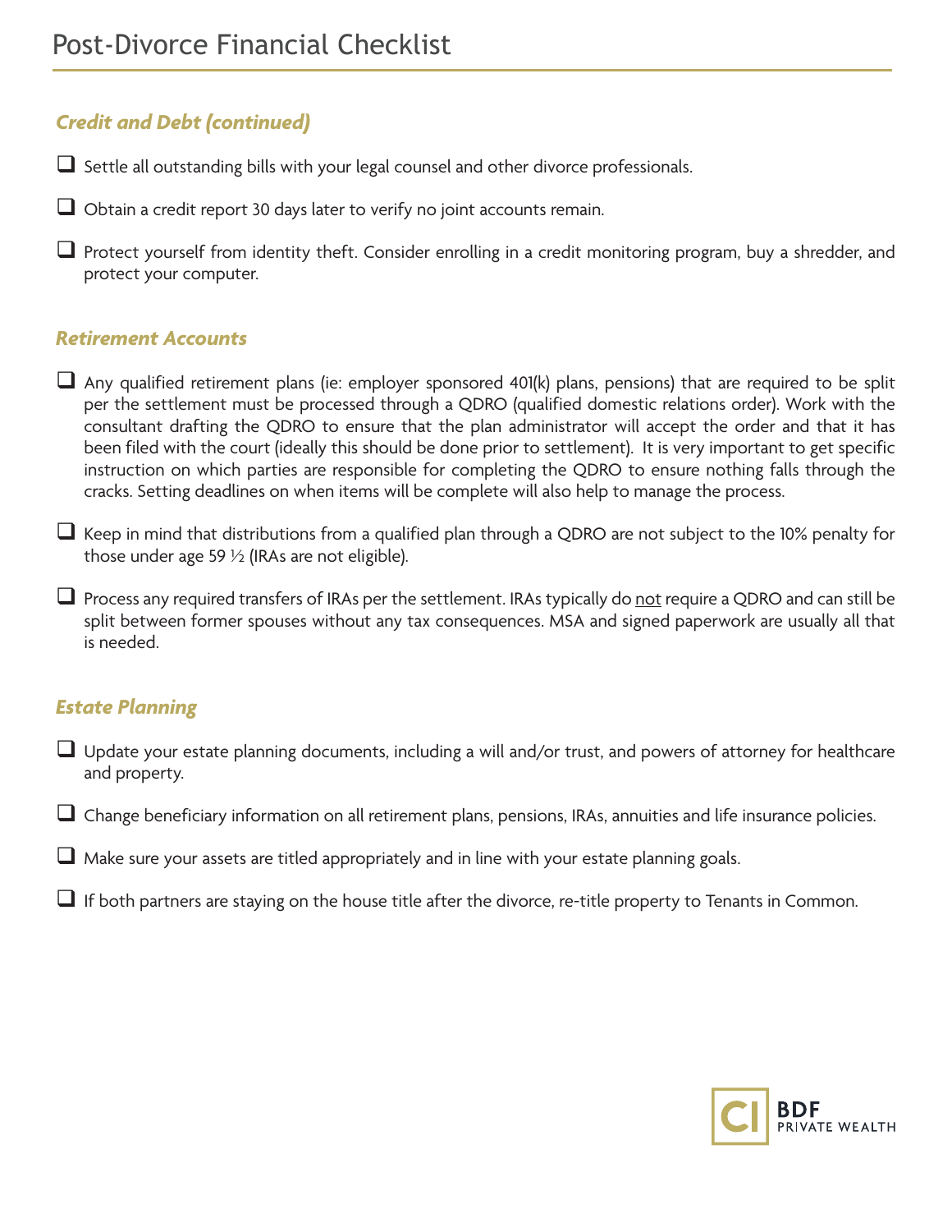# Post-Divorce Financial Checklist

### *Credit and Debt (continued)*

- [ ] Settle all outstanding bills with your legal counsel and other divorce professionals.
- [ ] Obtain a credit report 30 days later to verify no joint accounts remain.
- [ ] Protect yourself from identity theft. Consider enrolling in a credit monitoring program, buy a shredder, and protect your computer.

### *Retirement Accounts*

- [ ] Any qualified retirement plans (ie: employer sponsored 401(k) plans, pensions) that are required to be split per the settlement must be processed through a QDRO (qualified domestic relations order). Work with the consultant drafting the QDRO to ensure that the plan administrator will accept the order and that it has been filed with the court (ideally this should be done prior to settlement). It is very important to get specific instruction on which parties are responsible for completing the QDRO to ensure nothing falls through the cracks. Setting deadlines on when items will be complete will also help to manage the process.
- [ ] Keep in mind that distributions from a qualified plan through a QDRO are not subject to the 10% penalty for those under age 59 ½ (IRAs are not eligible).
- [ ] Process any required transfers of IRAs per the settlement. IRAs typically do <u>not</u> require a QDRO and can still be split between former spouses without any tax consequences. MSA and signed paperwork are usually all that is needed.

### *Estate Planning*

- [ ] Update your estate planning documents, including a will and/or trust, and powers of attorney for healthcare and property.
- [ ] Change beneficiary information on all retirement plans, pensions, IRAs, annuities and life insurance policies.
- [ ] Make sure your assets are titled appropriately and in line with your estate planning goals.
- [ ] If both partners are staying on the house title after the divorce, re-title property to Tenants in Common.

CI BDF PRIVATE WEALTH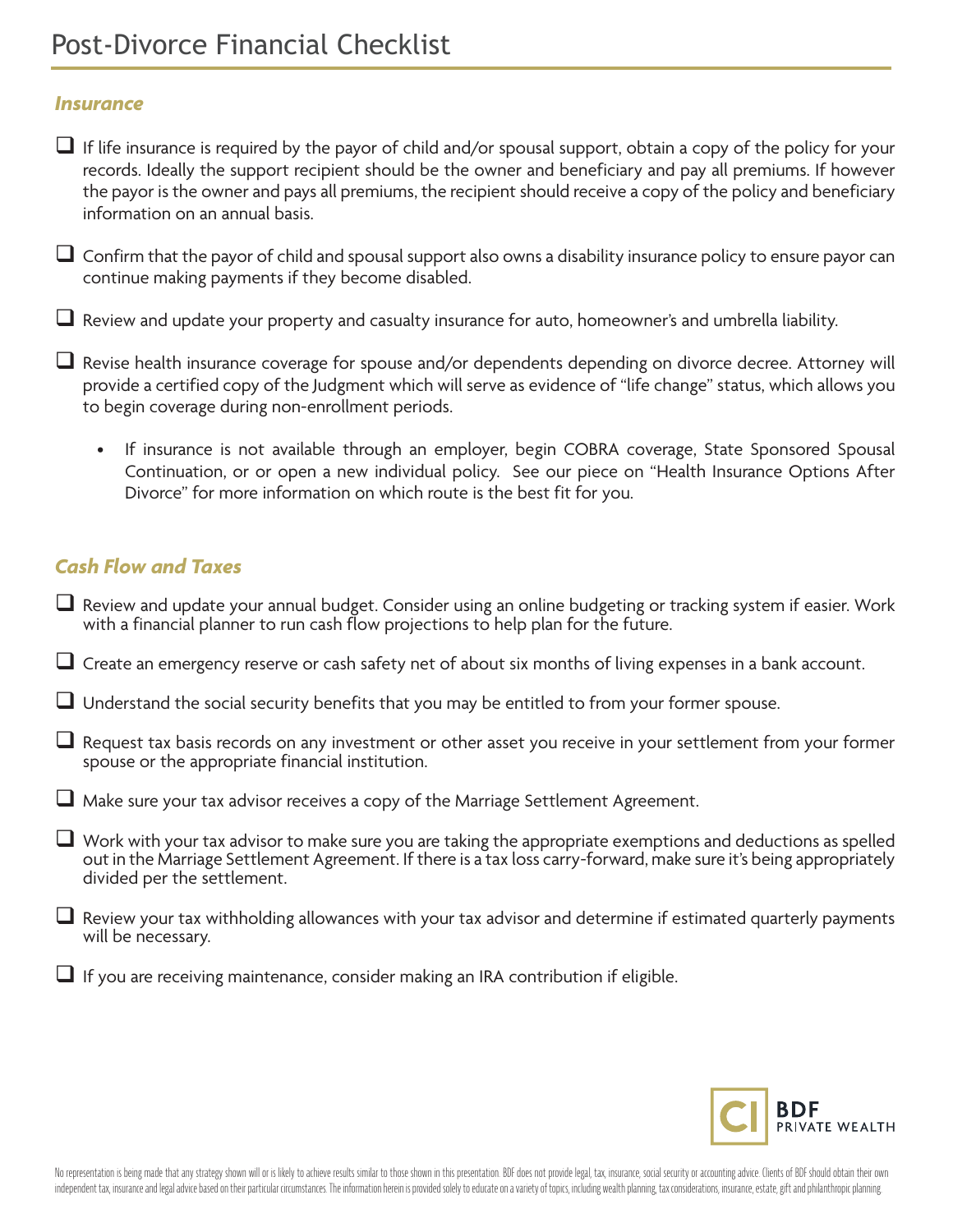# Post-Divorce Financial Checklist

### *Insurance*

- [ ] If life insurance is required by the payor of child and/or spousal support, obtain a copy of the policy for your records. Ideally the support recipient should be the owner and beneficiary and pay all premiums. If however the payor is the owner and pays all premiums, the recipient should receive a copy of the policy and beneficiary information on an annual basis.

- [ ] Confirm that the payor of child and spousal support also owns a disability insurance policy to ensure payor can continue making payments if they become disabled.

- [ ] Review and update your property and casualty insurance for auto, homeowner's and umbrella liability.

- [ ] Revise health insurance coverage for spouse and/or dependents depending on divorce decree. Attorney will provide a certified copy of the Judgment which will serve as evidence of "life change" status, which allows you to begin coverage during non-enrollment periods.

    - If insurance is not available through an employer, begin COBRA coverage, State Sponsored Spousal Continuation, or or open a new individual policy. See our piece on "Health Insurance Options After Divorce" for more information on which route is the best fit for you.

### *Cash Flow and Taxes*

- [ ] Review and update your annual budget. Consider using an online budgeting or tracking system if easier. Work with a financial planner to run cash flow projections to help plan for the future.

- [ ] Create an emergency reserve or cash safety net of about six months of living expenses in a bank account.

- [ ] Understand the social security benefits that you may be entitled to from your former spouse.

- [ ] Request tax basis records on any investment or other asset you receive in your settlement from your former spouse or the appropriate financial institution.

- [ ] Make sure your tax advisor receives a copy of the Marriage Settlement Agreement.

- [ ] Work with your tax advisor to make sure you are taking the appropriate exemptions and deductions as spelled out in the Marriage Settlement Agreement. If there is a tax loss carry-forward, make sure it's being appropriately divided per the settlement.

- [ ] Review your tax withholding allowances with your tax advisor and determine if estimated quarterly payments will be necessary.

- [ ] If you are receiving maintenance, consider making an IRA contribution if eligible.

CI BDF PRIVATE WEALTH

No representation is being made that any strategy shown will or is likely to achieve results similar to those shown in this presentation. BDF does not provide legal, tax, insurance, social security or accounting advice. Clients of BDF should obtain their own independent tax, insurance and legal advice based on their particular circumstances. The information herein is provided solely to educate on a variety of topics, including wealth planning, tax considerations, insurance, estate, gift and philanthropic planning.